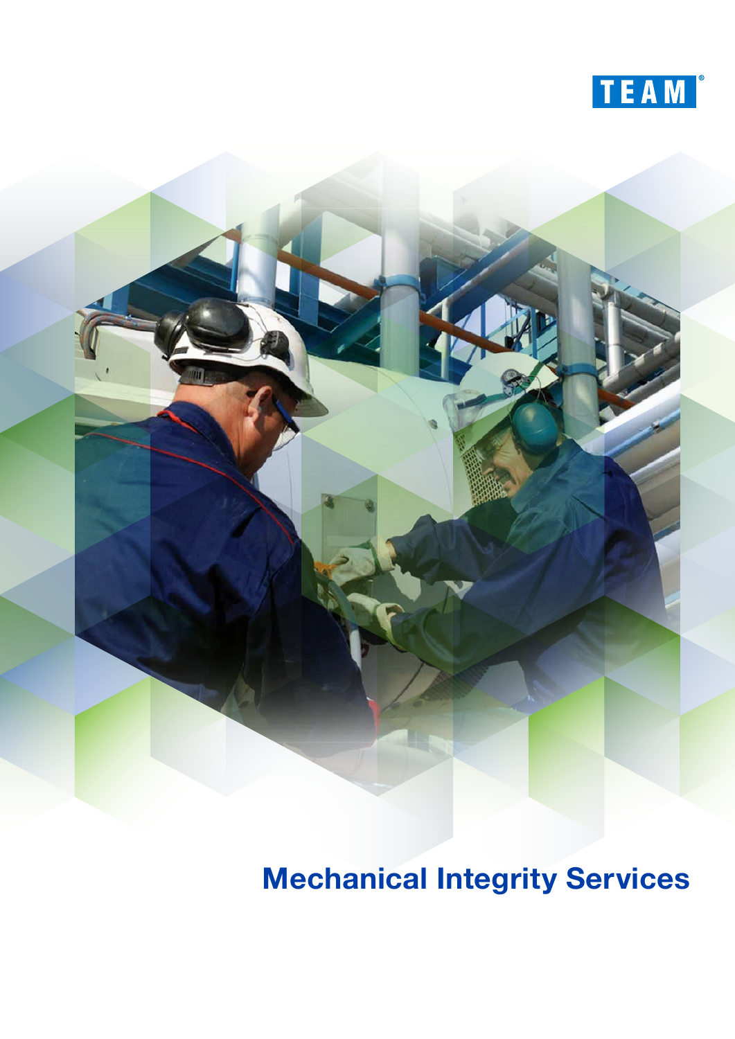TEAM®

# Mechanical Integrity Services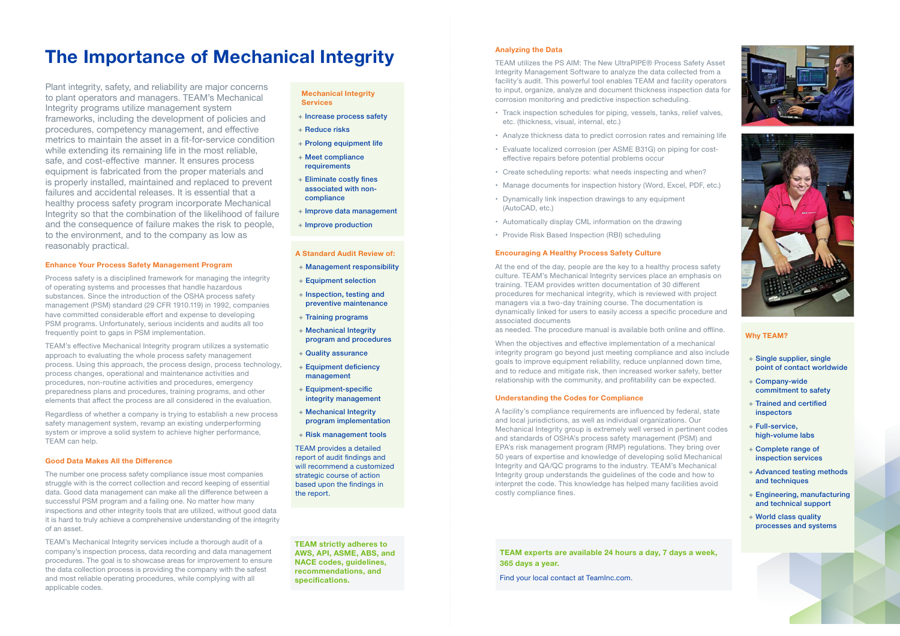# The Importance of Mechanical Integrity

Plant integrity, safety, and reliability are major concerns to plant operators and managers. TEAM's Mechanical Integrity programs utilize management system frameworks, including the development of policies and procedures, competency management, and effective metrics to maintain the asset in a fit-for-service condition while extending its remaining life in the most reliable, safe, and cost-effective manner. It ensures process equipment is fabricated from the proper materials and is properly installed, maintained and replaced to prevent failures and accidental releases. It is essential that a healthy process safety program incorporate Mechanical Integrity so that the combination of the likelihood of failure and the consequence of failure makes the risk to people, to the environment, and to the company as low as reasonably practical.

### Enhance Your Process Safety Management Program

Process safety is a disciplined framework for managing the integrity of operating systems and processes that handle hazardous substances. Since the introduction of the OSHA process safety management (PSM) standard (29 CFR 1910.119) in 1992, companies have committed considerable effort and expense to developing PSM programs. Unfortunately, serious incidents and audits all too frequently point to gaps in PSM implementation.

TEAM's effective Mechanical Integrity program utilizes a systematic approach to evaluating the whole process safety management process. Using this approach, the process design, process technology, process changes, operational and maintenance activities and procedures, non-routine activities and procedures, emergency preparedness plans and procedures, training programs, and other elements that affect the process are all considered in the evaluation.

Regardless of whether a company is trying to establish a new process safety management system, revamp an existing underperforming system or improve a solid system to achieve higher performance, TEAM can help.

### Good Data Makes All the Difference

The number one process safety compliance issue most companies struggle with is the correct collection and record keeping of essential data. Good data management can make all the difference between a successful PSM program and a failing one. No matter how many inspections and other integrity tools that are utilized, without good data it is hard to truly achieve a comprehensive understanding of the integrity of an asset.

TEAM's Mechanical Integrity services include a thorough audit of a company's inspection process, data recording and data management procedures. The goal is to showcase areas for improvement to ensure the data collection process is providing the company with the safest and most reliable operating procedures, while complying with all applicable codes.

### Mechanical Integrity Services

+ Increase process safety
+ Reduce risks
+ Prolong equipment life
+ Meet compliance requirements
+ Eliminate costly fines associated with non-compliance
+ Improve data management
+ Improve production

### A Standard Audit Review of:

+ Management responsibility
+ Equipment selection
+ Inspection, testing and preventive maintenance
+ Training programs
+ Mechanical Integrity program and procedures
+ Quality assurance
+ Equipment deficiency management
+ Equipment-specific integrity management
+ Mechanical Integrity program implementation
+ Risk management tools

TEAM provides a detailed report of audit findings and will recommend a customized strategic course of action based upon the findings in the report.

**TEAM strictly adheres to AWS, API, ASME, ABS, and NACE codes, guidelines, recommendations, and specifications.**

### Analyzing the Data

TEAM utilizes the PS AIM: The New UltraPIPE® Process Safety Asset Integrity Management Software to analyze the data collected from a facility's audit. This powerful tool enables TEAM and facility operators to input, organize, analyze and document thickness inspection data for corrosion monitoring and predictive inspection scheduling.

- Track inspection schedules for piping, vessels, tanks, relief valves, etc. (thickness, visual, internal, etc.)
- Analyze thickness data to predict corrosion rates and remaining life
- Evaluate localized corrosion (per ASME B31G) on piping for cost-effective repairs before potential problems occur
- Create scheduling reports: what needs inspecting and when?
- Manage documents for inspection history (Word, Excel, PDF, etc.)
- Dynamically link inspection drawings to any equipment (AutoCAD, etc.)
- Automatically display CML information on the drawing
- Provide Risk Based Inspection (RBI) scheduling

### Encouraging A Healthy Process Safety Culture

At the end of the day, people are the key to a healthy process safety culture. TEAM's Mechanical Integrity services place an emphasis on training. TEAM provides written documentation of 30 different procedures for mechanical integrity, which is reviewed with project managers via a two-day training course. The documentation is dynamically linked for users to easily access a specific procedure and associated documents as needed. The procedure manual is available both online and offline.

When the objectives and effective implementation of a mechanical integrity program go beyond just meeting compliance and also include goals to improve equipment reliability, reduce unplanned down time, and to reduce and mitigate risk, then increased worker safety, better relationship with the community, and profitability can be expected.

### Understanding the Codes for Compliance

A facility's compliance requirements are influenced by federal, state and local jurisdictions, as well as individual organizations. Our Mechanical Integrity group is extremely well versed in pertinent codes and standards of OSHA's process safety management (PSM) and EPA's risk management program (RMP) regulations. They bring over 50 years of expertise and knowledge of developing solid Mechanical Integrity and QA/QC programs to the industry. TEAM's Mechanical Integrity group understands the guidelines of the code and how to interpret the code. This knowledge has helped many facilities avoid costly compliance fines.

### Why TEAM?

+ Single supplier, single point of contact worldwide
+ Company-wide commitment to safety
+ Trained and certified inspectors
+ Full-service, high-volume labs
+ Complete range of inspection services
+ Advanced testing methods and techniques
+ Engineering, manufacturing and technical support
+ World class quality processes and systems

**TEAM experts are available 24 hours a day, 7 days a week, 365 days a year.**

Find your local contact at TeamInc.com.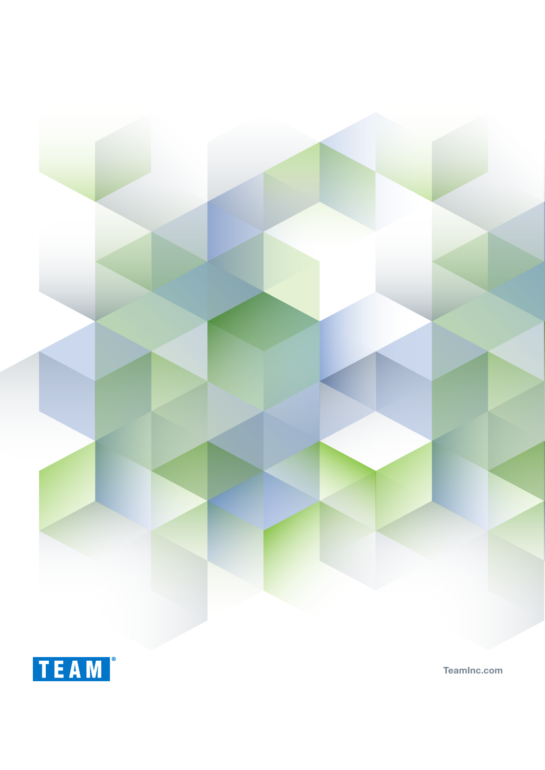TEAM®

TeamInc.com